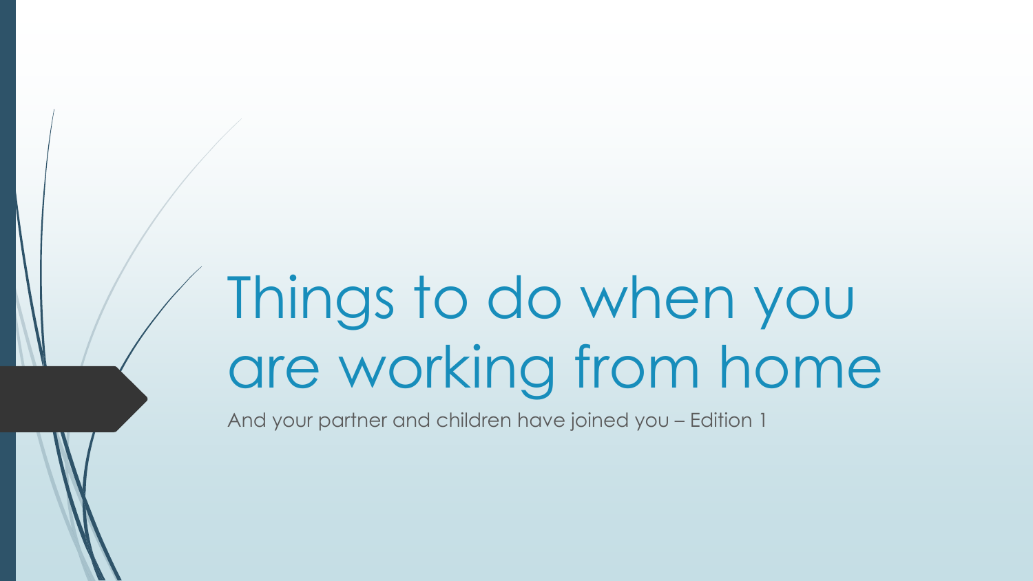# Things to do when you are working from home

And your partner and children have joined you – Edition 1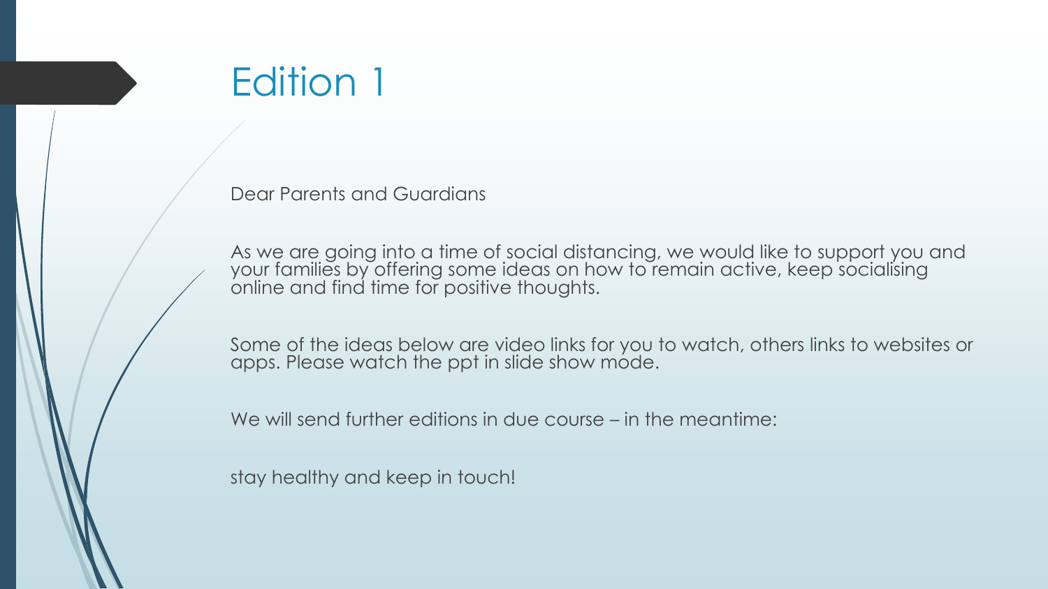# Edition 1

Dear Parents and Guardians

As we are going into a time of social distancing, we would like to support you and your families by offering some ideas on how to remain active, keep socialising online and find time for positive thoughts.

Some of the ideas below are video links for you to watch, others links to websites or apps. Please watch the ppt in slide show mode.

We will send further editions in due course – in the meantime:

stay healthy and keep in touch!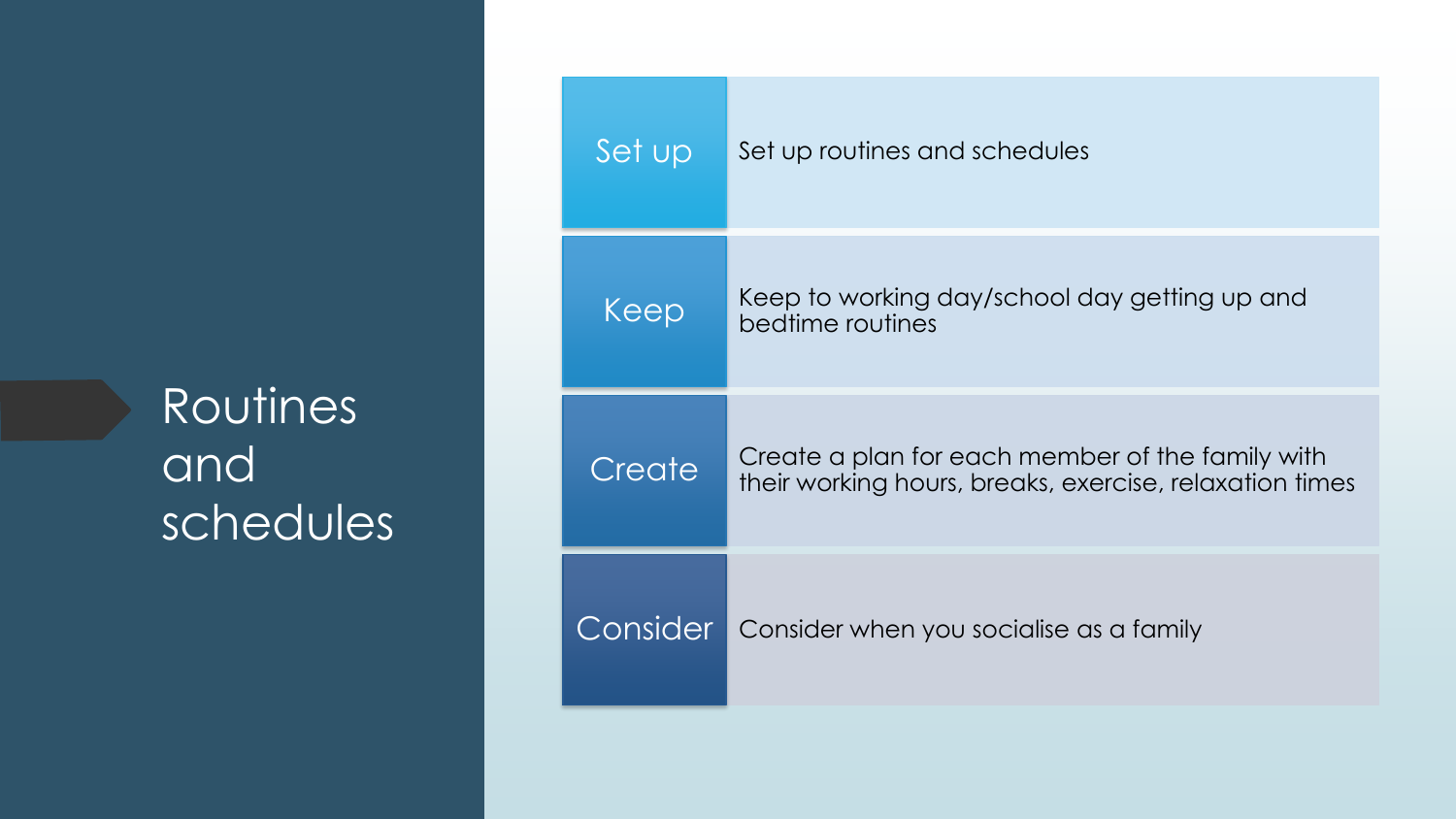# Routines and schedules

| | |
|---|---|
| Set up | Set up routines and schedules |
| Keep | Keep to working day/school day getting up and bedtime routines |
| Create | Create a plan for each member of the family with their working hours, breaks, exercise, relaxation times |
| Consider | Consider when you socialise as a family |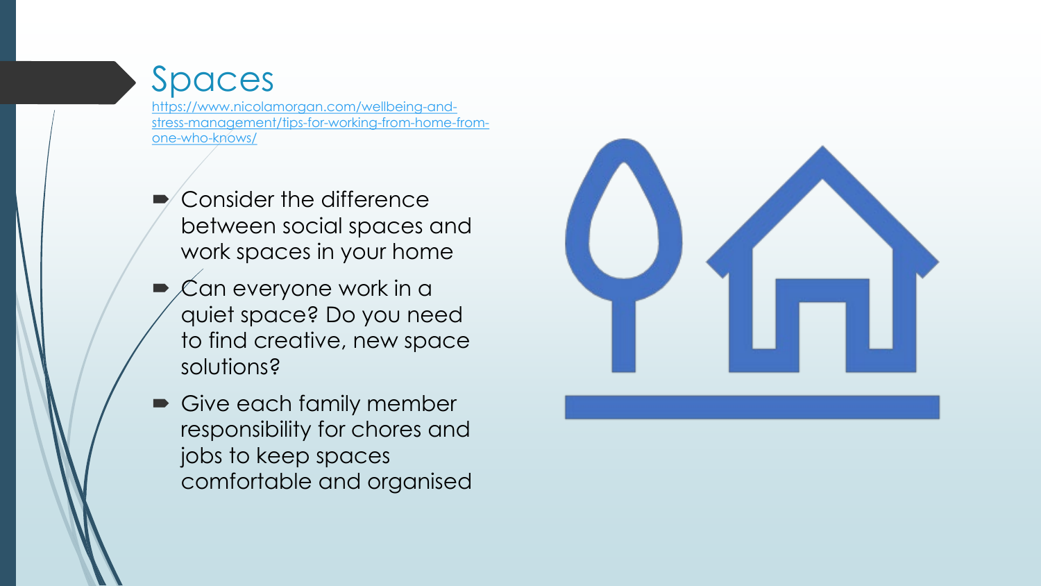# Spaces

https://www.nicolamorgan.com/wellbeing-and-stress-management/tips-for-working-from-home-from-one-who-knows/

- Consider the difference between social spaces and work spaces in your home
- Can everyone work in a quiet space? Do you need to find creative, new space solutions?
- Give each family member responsibility for chores and jobs to keep spaces comfortable and organised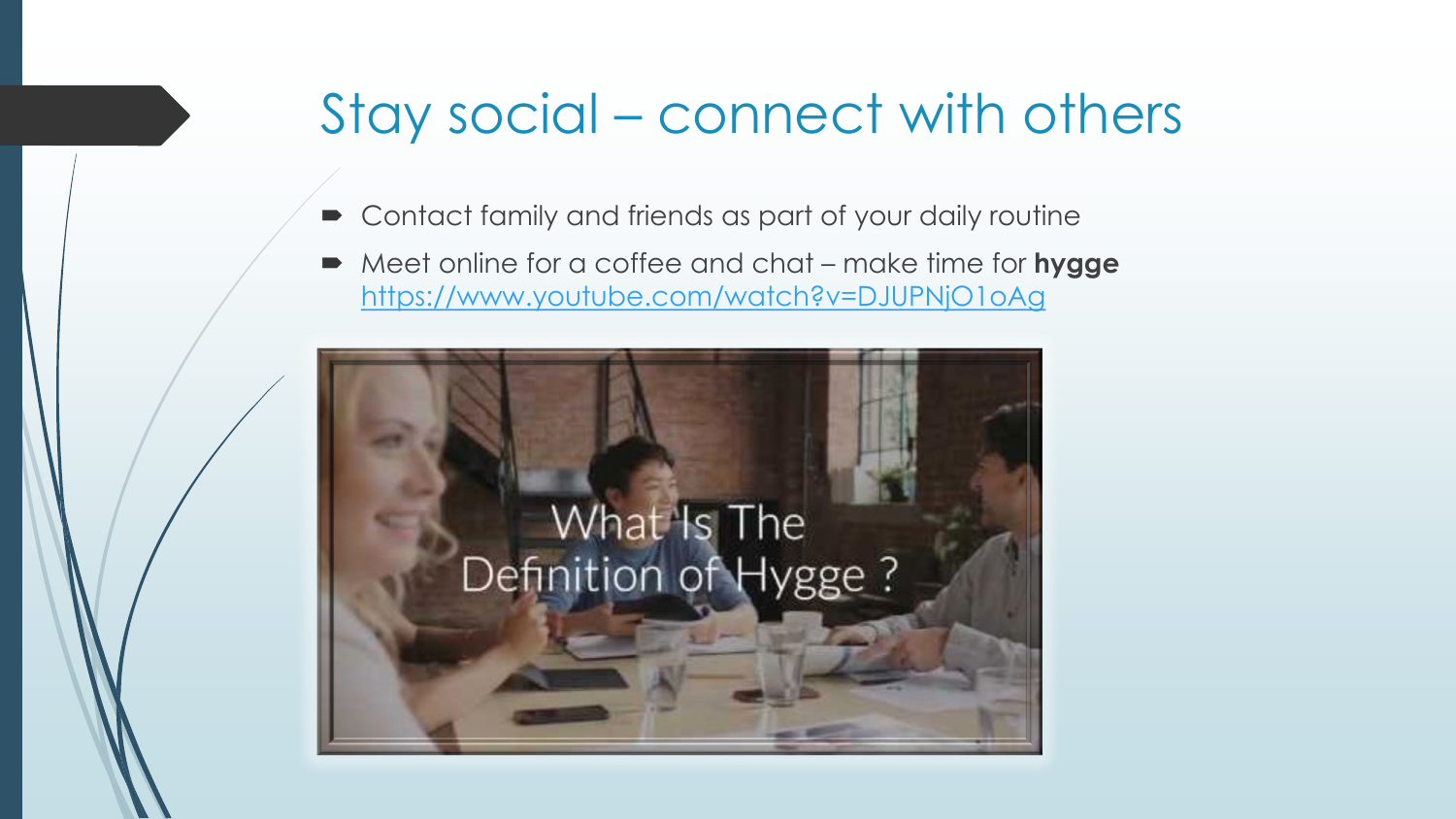# Stay social – connect with others

- Contact family and friends as part of your daily routine
- Meet online for a coffee and chat – make time for **hygge** https://www.youtube.com/watch?v=DJUPNjO1oAg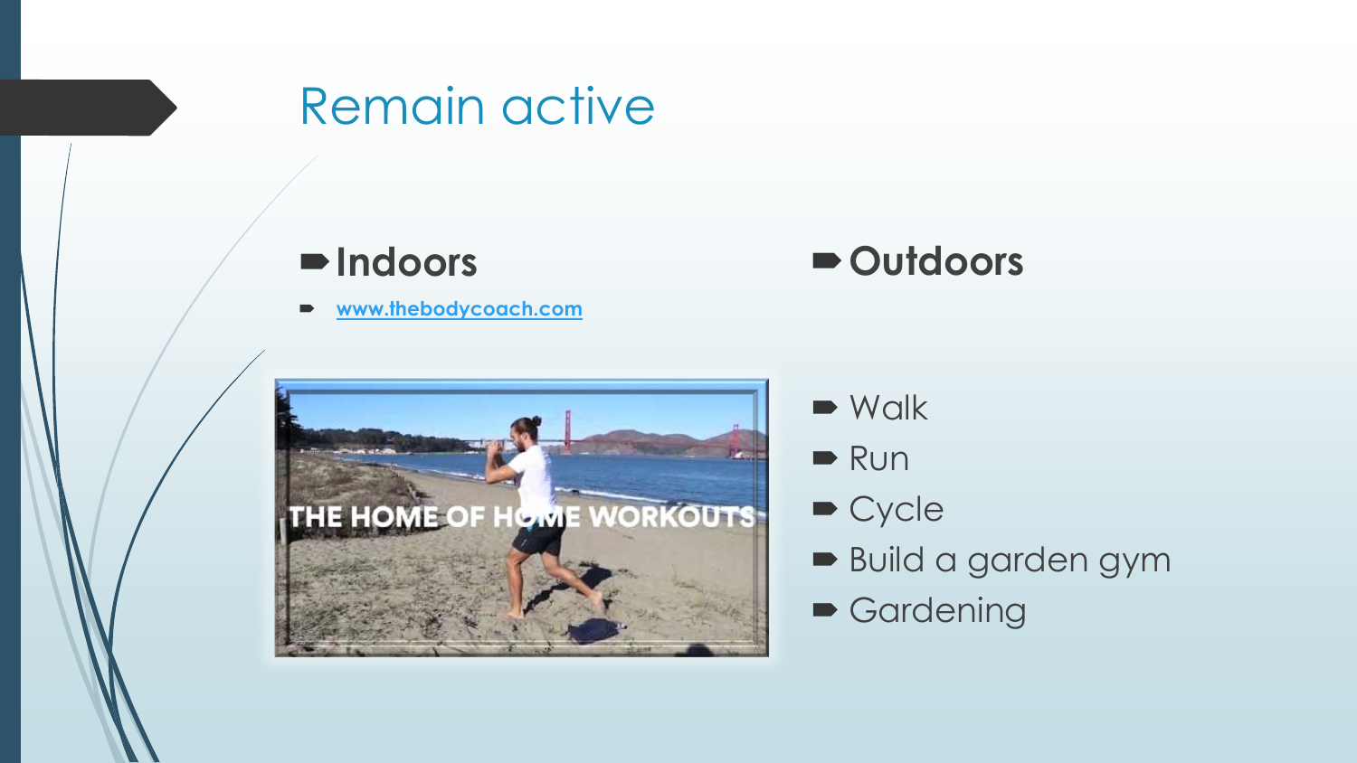# Remain active

- **Indoors**
  - [www.thebodycoach.com](www.thebodycoach.com)

- **Outdoors**
  - Walk
  - Run
  - Cycle
  - Build a garden gym
  - Gardening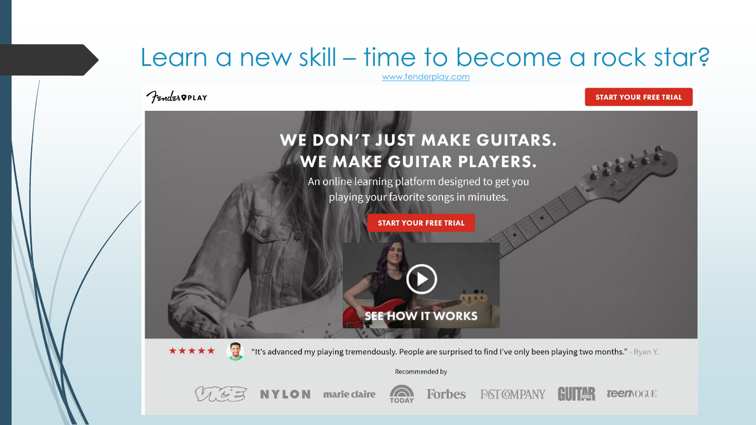# Learn a new skill – time to become a rock star?

www.fenderplay.com

Fender PLAY

START YOUR FREE TRIAL

**WE DON'T JUST MAKE GUITARS.**
**WE MAKE GUITAR PLAYERS.**

An online learning platform designed to get you playing your favorite songs in minutes.

START YOUR FREE TRIAL

SEE HOW IT WORKS

★★★★★ "It's advanced my playing tremendously. People are surprised to find I've only been playing two months." - Ryan Y.

Recommended by

VICE NYLON marie claire TODAY Forbes FAST COMPANY GUITAR WORLD teenVOGUE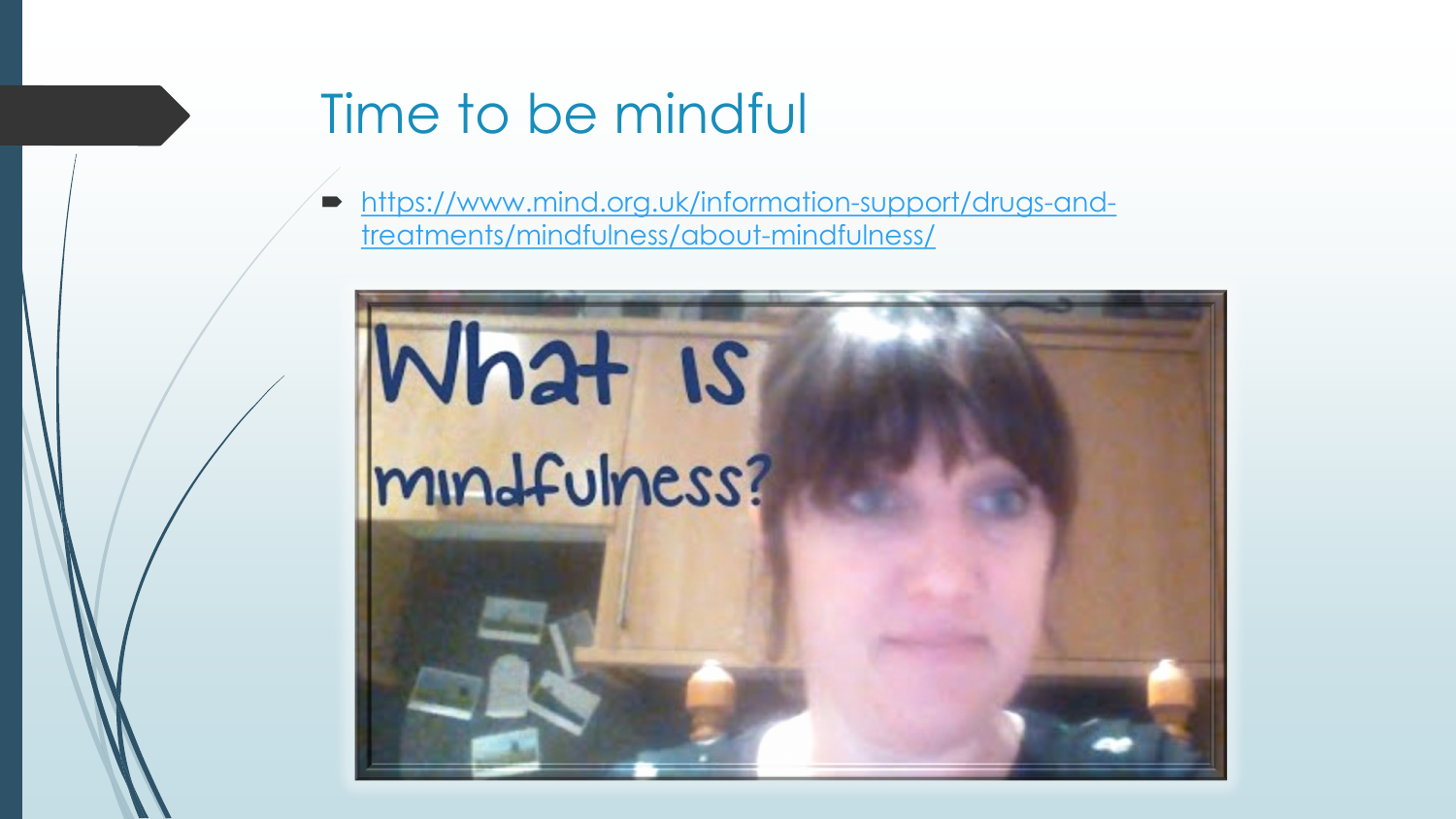# Time to be mindful

- https://www.mind.org.uk/information-support/drugs-and-treatments/mindfulness/about-mindfulness/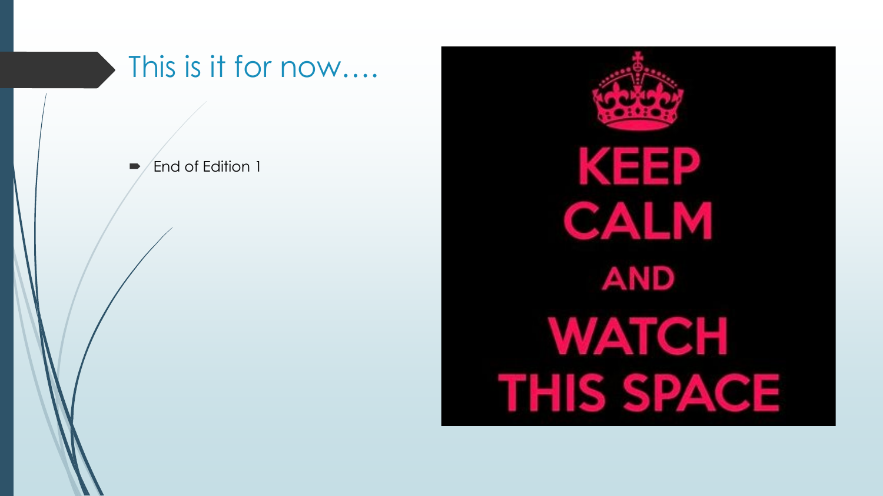# This is it for now….

- End of Edition 1

KEEP
CALM
AND
WATCH
THIS SPACE